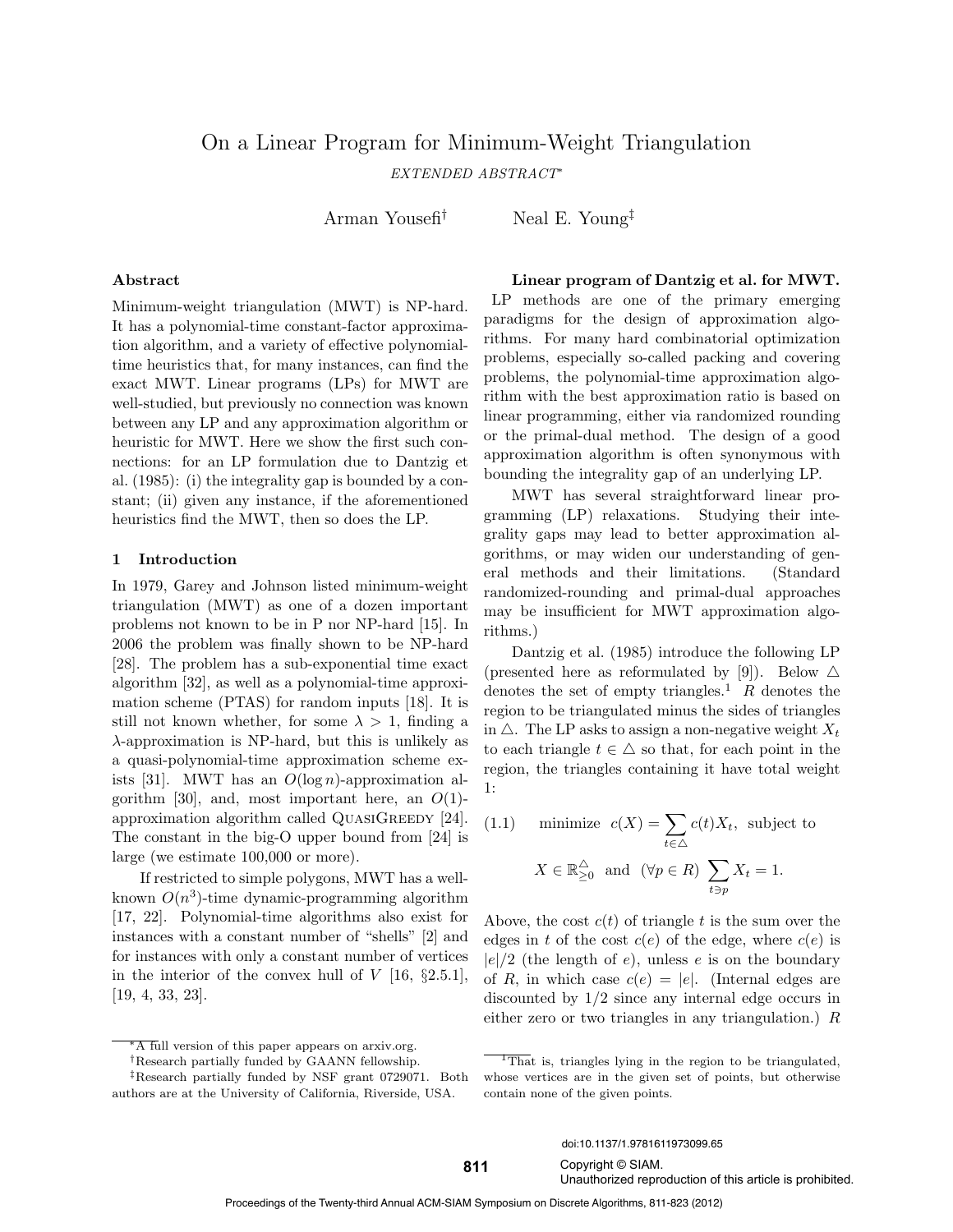# On a Linear Program for Minimum-Weight Triangulation

*EXTENDED ABSTRACT*[*]

Arman Yousefi[†] Neal E. Young[‡]

## Abstract

Minimum-weight triangulation (MWT) is NP-hard. It has a polynomial-time constant-factor approximation algorithm, and a variety of effective polynomial-time heuristics that, for many instances, can find the exact MWT. Linear programs (LPs) for MWT are well-studied, but previously no connection was known between any LP and any approximation algorithm or heuristic for MWT. Here we show the first such connections: for an LP formulation due to Dantzig et al. (1985): (i) the integrality gap is bounded by a constant; (ii) given any instance, if the aforementioned heuristics find the MWT, then so does the LP.

## 1 Introduction

In 1979, Garey and Johnson listed minimum-weight triangulation (MWT) as one of a dozen important problems not known to be in P nor NP-hard [15]. In 2006 the problem was finally shown to be NP-hard [28]. The problem has a sub-exponential time exact algorithm [32], as well as a polynomial-time approximation scheme (PTAS) for random inputs [18]. It is still not known whether, for some $\lambda > 1$, finding a $\lambda$-approximation is NP-hard, but this is unlikely as a quasi-polynomial-time approximation scheme exists [31]. MWT has an $O(\log n)$-approximation algorithm [30], and, most important here, an $O(1)$-approximation algorithm called QuasiGreedy [24]. The constant in the big-O upper bound from [24] is large (we estimate 100,000 or more).

If restricted to simple polygons, MWT has a well-known $O(n^3)$-time dynamic-programming algorithm [17, 22]. Polynomial-time algorithms also exist for instances with a constant number of "shells" [2] and for instances with only a constant number of vertices in the interior of the convex hull of $V$ [16, §2.5.1], [19, 4, 33, 23].

**Linear program of Dantzig et al. for MWT.** LP methods are one of the primary emerging paradigms for the design of approximation algorithms. For many hard combinatorial optimization problems, especially so-called packing and covering problems, the polynomial-time approximation algorithm with the best approximation ratio is based on linear programming, either via randomized rounding or the primal-dual method. The design of a good approximation algorithm is often synonymous with bounding the integrality gap of an underlying LP.

MWT has several straightforward linear programming (LP) relaxations. Studying their integrality gaps may lead to better approximation algorithms, or may widen our understanding of general methods and their limitations. (Standard randomized-rounding and primal-dual approaches may be insufficient for MWT approximation algorithms.)

Dantzig et al. (1985) introduce the following LP (presented here as reformulated by [9]). Below $\triangle$ denotes the set of empty triangles.[1] $R$ denotes the region to be triangulated minus the sides of triangles in $\triangle$. The LP asks to assign a non-negative weight $X_t$ to each triangle $t \in \triangle$ so that, for each point in the region, the triangles containing it have total weight 1:

$$(1.1) \quad \text{minimize} \;\; c(X) = \sum_{t \in \triangle} c(t) X_t, \;\; \text{subject to}$$

$$X \in \mathbb{R}^{\triangle}_{\geq 0} \;\; \text{and} \;\; (\forall p \in R) \; \sum_{t \ni p} X_t = 1.$$

Above, the cost $c(t)$ of triangle $t$ is the sum over the edges in $t$ of the cost $c(e)$ of the edge, where $c(e)$ is $|e|/2$ (the length of $e$), unless $e$ is on the boundary of $R$, in which case $c(e) = |e|$. (Internal edges are discounted by 1/2 since any internal edge occurs in either zero or two triangles in any triangulation.) $R$

[*] A full version of this paper appears on arxiv.org.

[†] Research partially funded by GAANN fellowship.

[‡] Research partially funded by NSF grant 0729071. Both authors are at the University of California, Riverside, USA.

[1] That is, triangles lying in the region to be triangulated, whose vertices are in the given set of points, but otherwise contain none of the given points.

doi:10.1137/1.9781611973099.65

Copyright © SIAM.
Unauthorized reproduction of this article is prohibited.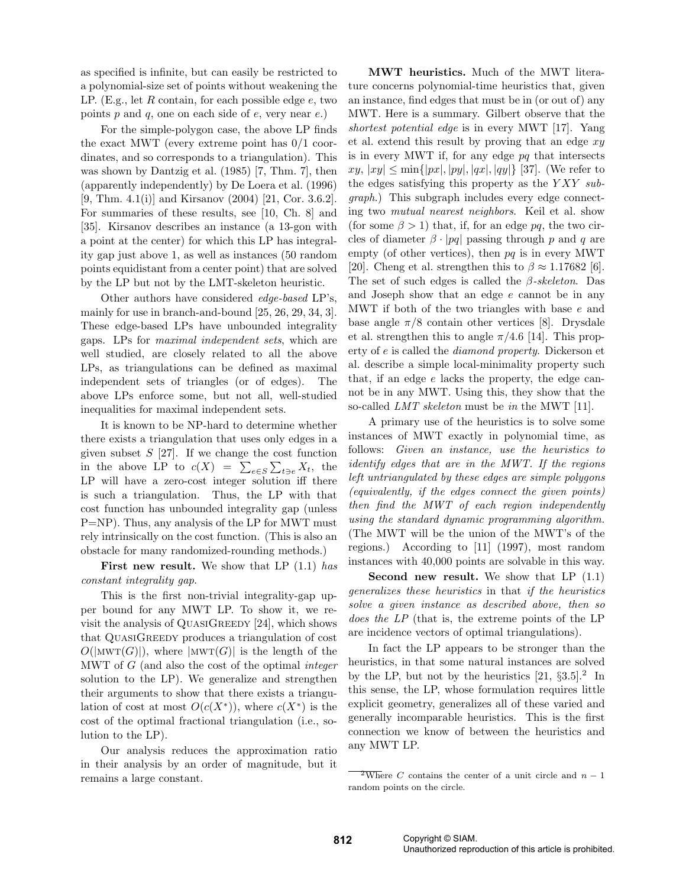as specified is infinite, but can easily be restricted to a polynomial-size set of points without weakening the LP. (E.g., let $R$ contain, for each possible edge $e$, two points $p$ and $q$, one on each side of $e$, very near $e$.)

For the simple-polygon case, the above LP finds the exact MWT (every extreme point has 0/1 coordinates, and so corresponds to a triangulation). This was shown by Dantzig et al. (1985) [7, Thm. 7], then (apparently independently) by De Loera et al. (1996) [9, Thm. 4.1(i)] and Kirsanov (2004) [21, Cor. 3.6.2]. For summaries of these results, see [10, Ch. 8] and [35]. Kirsanov describes an instance (a 13-gon with a point at the center) for which this LP has integrality gap just above 1, as well as instances (50 random points equidistant from a center point) that are solved by the LP but not by the LMT-skeleton heuristic.

Other authors have considered *edge-based* LP's, mainly for use in branch-and-bound [25, 26, 29, 34, 3]. These edge-based LPs have unbounded integrality gaps. LPs for *maximal independent sets*, which are well studied, are closely related to all the above LPs, as triangulations can be defined as maximal independent sets of triangles (or of edges). The above LPs enforce some, but not all, well-studied inequalities for maximal independent sets.

It is known to be NP-hard to determine whether there exists a triangulation that uses only edges in a given subset $S$ [27]. If we change the cost function in the above LP to $c(X) = \sum_{e \in S} \sum_{t \ni e} X_t$, the LP will have a zero-cost integer solution iff there is such a triangulation. Thus, the LP with that cost function has unbounded integrality gap (unless P=NP). Thus, any analysis of the LP for MWT must rely intrinsically on the cost function. (This is also an obstacle for many randomized-rounding methods.)

**First new result.** We show that LP (1.1) *has constant integrality gap.*

This is the first non-trivial integrality-gap upper bound for any MWT LP. To show it, we revisit the analysis of QuasiGreedy [24], which shows that QuasiGreedy produces a triangulation of cost $O(|\text{MWT}(G)|)$, where $|\text{MWT}(G)|$ is the length of the MWT of $G$ (and also the cost of the optimal *integer* solution to the LP). We generalize and strengthen their arguments to show that there exists a triangulation of cost at most $O(c(X^*))$, where $c(X^*)$ is the cost of the optimal fractional triangulation (i.e., solution to the LP).

Our analysis reduces the approximation ratio in their analysis by an order of magnitude, but it remains a large constant.

**MWT heuristics.** Much of the MWT literature concerns polynomial-time heuristics that, given an instance, find edges that must be in (or out of) any MWT. Here is a summary. Gilbert observe that the *shortest potential edge* is in every MWT [17]. Yang et al. extend this result by proving that an edge $xy$ is in every MWT if, for any edge $pq$ that intersects $xy$, $|xy| \le \min\{|px|, |py|, |qx|, |qy|\}$ [37]. (We refer to the edges satisfying this property as the *YXY subgraph.*) This subgraph includes every edge connecting two *mutual nearest neighbors*. Keil et al. show (for some $\beta > 1$) that, if, for an edge $pq$, the two circles of diameter $\beta \cdot |pq|$ passing through $p$ and $q$ are empty (of other vertices), then $pq$ is in every MWT [20]. Cheng et al. strengthen this to $\beta \approx 1.17682$ [6]. The set of such edges is called the *$\beta$-skeleton*. Das and Joseph show that an edge $e$ cannot be in any MWT if both of the two triangles with base $e$ and base angle $\pi/8$ contain other vertices [8]. Drysdale et al. strengthen this to angle $\pi/4.6$ [14]. This property of $e$ is called the *diamond property*. Dickerson et al. describe a simple local-minimality property such that, if an edge $e$ lacks the property, the edge cannot be in any MWT. Using this, they show that the so-called *LMT skeleton* must be *in* the MWT [11].

A primary use of the heuristics is to solve some instances of MWT exactly in polynomial time, as follows: *Given an instance, use the heuristics to identify edges that are in the MWT. If the regions left untriangulated by these edges are simple polygons (equivalently, if the edges connect the given points) then find the MWT of each region independently using the standard dynamic programming algorithm.* (The MWT will be the union of the MWT's of the regions.) According to [11] (1997), most random instances with 40,000 points are solvable in this way.

**Second new result.** We show that LP (1.1) *generalizes these heuristics* in that *if the heuristics solve a given instance as described above, then so does the LP* (that is, the extreme points of the LP are incidence vectors of optimal triangulations).

In fact the LP appears to be stronger than the heuristics, in that some natural instances are solved by the LP, but not by the heuristics [21, §3.5].[2] In this sense, the LP, whose formulation requires little explicit geometry, generalizes all of these varied and generally incomparable heuristics. This is the first connection we know of between the heuristics and any MWT LP.

[2] Where $C$ contains the center of a unit circle and $n-1$ random points on the circle.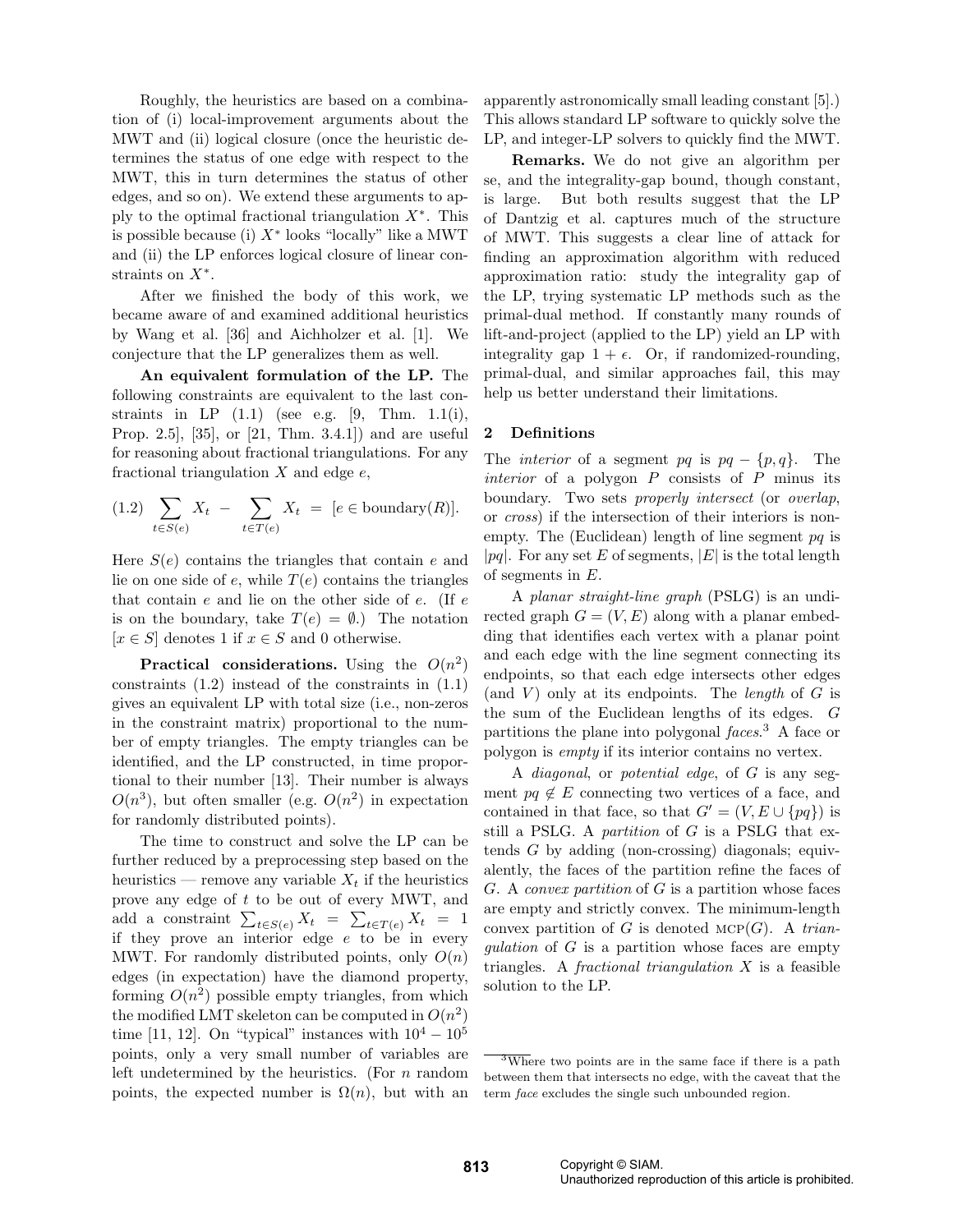Roughly, the heuristics are based on a combination of (i) local-improvement arguments about the MWT and (ii) logical closure (once the heuristic determines the status of one edge with respect to the MWT, this in turn determines the status of other edges, and so on). We extend these arguments to apply to the optimal fractional triangulation $X^*$. This is possible because (i) $X^*$ looks "locally" like a MWT and (ii) the LP enforces logical closure of linear constraints on $X^*$.

After we finished the body of this work, we became aware of and examined additional heuristics by Wang et al. [36] and Aichholzer et al. [1]. We conjecture that the LP generalizes them as well.

**An equivalent formulation of the LP.** The following constraints are equivalent to the last constraints in LP (1.1) (see e.g. [9, Thm. 1.1(i), Prop. 2.5], [35], or [21, Thm. 3.4.1]) and are useful for reasoning about fractional triangulations. For any fractional triangulation $X$ and edge $e$,

$$(1.2) \quad \sum_{t \in S(e)} X_t \;-\; \sum_{t \in T(e)} X_t \;=\; [e \in \text{boundary}(R)].$$

Here $S(e)$ contains the triangles that contain $e$ and lie on one side of $e$, while $T(e)$ contains the triangles that contain $e$ and lie on the other side of $e$. (If $e$ is on the boundary, take $T(e) = \emptyset$.) The notation $[x \in S]$ denotes 1 if $x \in S$ and 0 otherwise.

**Practical considerations.** Using the $O(n^2)$ constraints (1.2) instead of the constraints in (1.1) gives an equivalent LP with total size (i.e., non-zeros in the constraint matrix) proportional to the number of empty triangles. The empty triangles can be identified, and the LP constructed, in time proportional to their number [13]. Their number is always $O(n^3)$, but often smaller (e.g. $O(n^2)$ in expectation for randomly distributed points).

The time to construct and solve the LP can be further reduced by a preprocessing step based on the heuristics — remove any variable $X_t$ if the heuristics prove any edge of $t$ to be out of every MWT, and add a constraint $\sum_{t \in S(e)} X_t = \sum_{t \in T(e)} X_t = 1$ if they prove an interior edge $e$ to be in every MWT. For randomly distributed points, only $O(n)$ edges (in expectation) have the diamond property, forming $O(n^2)$ possible empty triangles, from which the modified LMT skeleton can be computed in $O(n^2)$ time [11, 12]. On "typical" instances with $10^4 - 10^5$ points, only a very small number of variables are left undetermined by the heuristics. (For $n$ random points, the expected number is $\Omega(n)$, but with an apparently astronomically small leading constant [5].) This allows standard LP software to quickly solve the LP, and integer-LP solvers to quickly find the MWT.

**Remarks.** We do not give an algorithm per se, and the integrality-gap bound, though constant, is large. But both results suggest that the LP of Dantzig et al. captures much of the structure of MWT. This suggests a clear line of attack for finding an approximation algorithm with reduced approximation ratio: study the integrality gap of the LP, trying systematic LP methods such as the primal-dual method. If constantly many rounds of lift-and-project (applied to the LP) yield an LP with integrality gap $1 + \epsilon$. Or, if randomized-rounding, primal-dual, and similar approaches fail, this may help us better understand their limitations.

## 2 Definitions

The *interior* of a segment $pq$ is $pq - \{p, q\}$. The *interior* of a polygon $P$ consists of $P$ minus its boundary. Two sets *properly intersect* (or *overlap*, or *cross*) if the intersection of their interiors is nonempty. The (Euclidean) length of line segment $pq$ is $|pq|$. For any set $E$ of segments, $|E|$ is the total length of segments in $E$.

A *planar straight-line graph* (PSLG) is an undirected graph $G = (V, E)$ along with a planar embedding that identifies each vertex with a planar point and each edge with the line segment connecting its endpoints, so that each edge intersects other edges (and $V$) only at its endpoints. The *length* of $G$ is the sum of the Euclidean lengths of its edges. $G$ partitions the plane into polygonal *faces*.[3] A face or polygon is *empty* if its interior contains no vertex.

A *diagonal*, or *potential edge*, of $G$ is any segment $pq \notin E$ connecting two vertices of a face, and contained in that face, so that $G' = (V, E \cup \{pq\})$ is still a PSLG. A *partition* of $G$ is a PSLG that extends $G$ by adding (non-crossing) diagonals; equivalently, the faces of the partition refine the faces of $G$. A *convex partition* of $G$ is a partition whose faces are empty and strictly convex. The minimum-length convex partition of $G$ is denoted $\text{MCP}(G)$. A *triangulation* of $G$ is a partition whose faces are empty triangles. A *fractional triangulation* $X$ is a feasible solution to the LP.

[3] Where two points are in the same face if there is a path between them that intersects no edge, with the caveat that the term *face* excludes the single such unbounded region.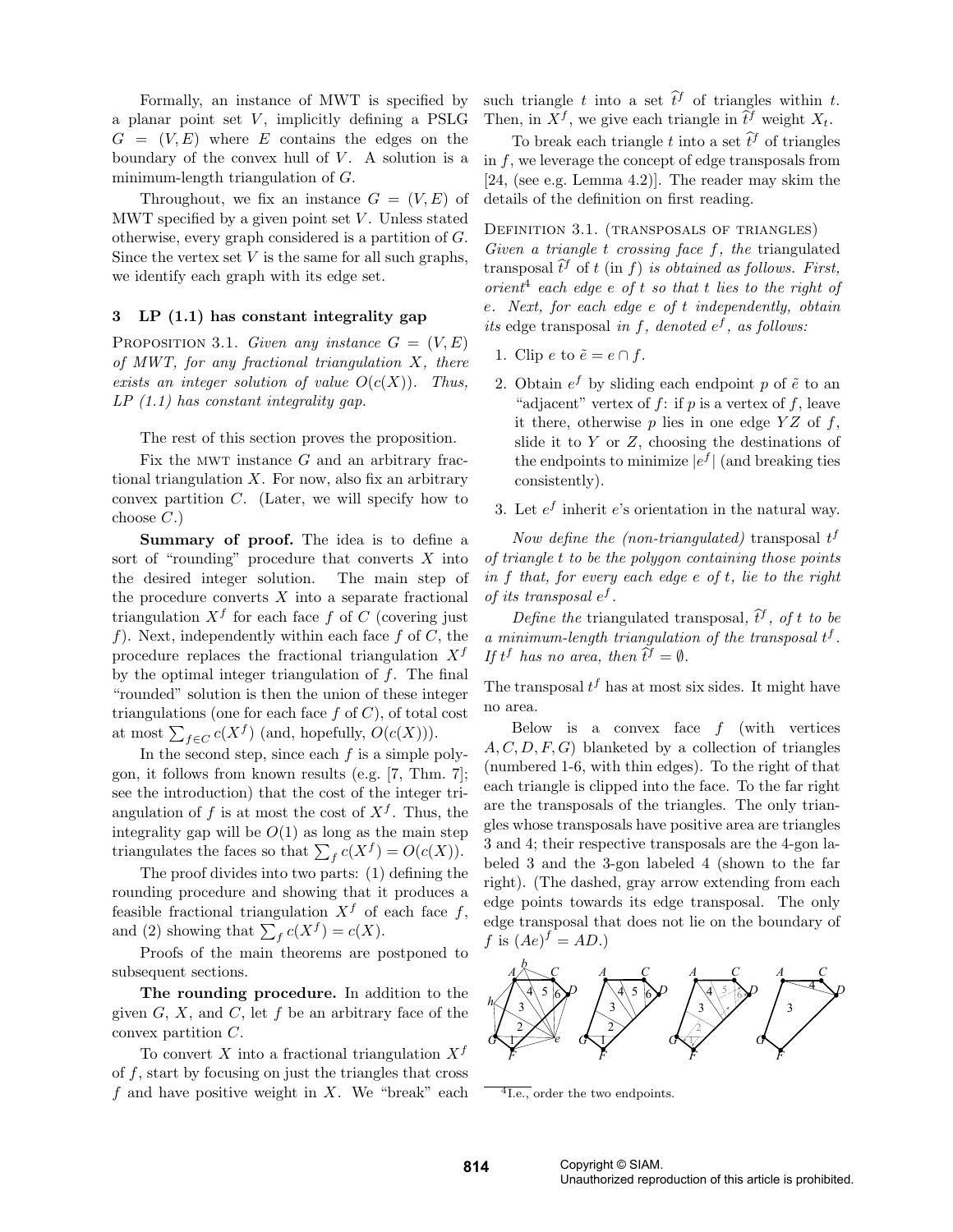Formally, an instance of MWT is specified by a planar point set $V$, implicitly defining a PSLG $G = (V, E)$ where $E$ contains the edges on the boundary of the convex hull of $V$. A solution is a minimum-length triangulation of $G$.

Throughout, we fix an instance $G = (V, E)$ of MWT specified by a given point set $V$. Unless stated otherwise, every graph considered is a partition of $G$. Since the vertex set $V$ is the same for all such graphs, we identify each graph with its edge set.

## 3 LP (1.1) has constant integrality gap

PROPOSITION 3.1. *Given any instance $G = (V, E)$ of MWT, for any fractional triangulation $X$, there exists an integer solution of value $O(c(X))$. Thus, LP (1.1) has constant integrality gap.*

The rest of this section proves the proposition.

Fix the MWT instance $G$ and an arbitrary fractional triangulation $X$. For now, also fix an arbitrary convex partition $C$. (Later, we will specify how to choose $C$.)

**Summary of proof.** The idea is to define a sort of "rounding" procedure that converts $X$ into the desired integer solution. The main step of the procedure converts $X$ into a separate fractional triangulation $X^f$ for each face $f$ of $C$ (covering just $f$). Next, independently within each face $f$ of $C$, the procedure replaces the fractional triangulation $X^f$ by the optimal integer triangulation of $f$. The final "rounded" solution is then the union of these integer triangulations (one for each face $f$ of $C$), of total cost at most $\sum_{f \in C} c(X^f)$ (and, hopefully, $O(c(X))$).

In the second step, since each $f$ is a simple polygon, it follows from known results (e.g. [7, Thm. 7]; see the introduction) that the cost of the integer triangulation of $f$ is at most the cost of $X^f$. Thus, the integrality gap will be $O(1)$ as long as the main step triangulates the faces so that $\sum_f c(X^f) = O(c(X))$.

The proof divides into two parts: (1) defining the rounding procedure and showing that it produces a feasible fractional triangulation $X^f$ of each face $f$, and (2) showing that $\sum_f c(X^f) = c(X)$.

Proofs of the main theorems are postponed to subsequent sections.

**The rounding procedure.** In addition to the given $G$, $X$, and $C$, let $f$ be an arbitrary face of the convex partition $C$.

To convert $X$ into a fractional triangulation $X^f$ of $f$, start by focusing on just the triangles that cross $f$ and have positive weight in $X$. We "break" each such triangle $t$ into a set $\widehat{t}^f$ of triangles within $t$. Then, in $X^f$, we give each triangle in $\widehat{t}^f$ weight $X_t$.

To break each triangle $t$ into a set $\widehat{t}^f$ of triangles in $f$, we leverage the concept of edge transposals from [24, (see e.g. Lemma 4.2)]. The reader may skim the details of the definition on first reading.

DEFINITION 3.1. (TRANSPOSALS OF TRIANGLES) *Given a triangle $t$ crossing face $f$, the* triangulated transposal $\widehat{t}^f$ of $t$ (in $f$) *is obtained as follows. First, orient*[4] *each edge $e$ of $t$ so that $t$ lies to the right of $e$. Next, for each edge $e$ of $t$ independently, obtain its* edge transposal *in $f$, denoted $e^f$, as follows:*

1. Clip $e$ to $\tilde{e} = e \cap f$.
2. Obtain $e^f$ by sliding each endpoint $p$ of $\tilde{e}$ to an "adjacent" vertex of $f$: if $p$ is a vertex of $f$, leave it there, otherwise $p$ lies in one edge $YZ$ of $f$, slide it to $Y$ or $Z$, choosing the destinations of the endpoints to minimize $|e^f|$ (and breaking ties consistently).
3. Let $e^f$ inherit $e$'s orientation in the natural way.

*Now define the (non-triangulated)* transposal $t^f$ *of triangle $t$ to be the polygon containing those points in $f$ that, for every each edge $e$ of $t$, lie to the right of its transposal $e^f$.*

*Define the* triangulated transposal, $\widehat{t}^f$, *of $t$ to be a minimum-length triangulation of the transposal $t^f$. If $t^f$ has no area, then $\widehat{t}^f = \emptyset$.*

The transposal $t^f$ has at most six sides. It might have no area.

Below is a convex face $f$ (with vertices $A, C, D, F, G$) blanketed by a collection of triangles (numbered 1-6, with thin edges). To the right of that each triangle is clipped into the face. To the far right are the transposals of the triangles. The only triangles whose transposals have positive area are triangles 3 and 4; their respective transposals are the 4-gon labeled 3 and the 3-gon labeled 4 (shown to the far right). (The dashed, gray arrow extending from each edge points towards its edge transposal. The only edge transposal that does not lie on the boundary of $f$ is $(Ae)^f = AD$.)

A b C D h e G F 1 2 3 4 5 6

A C D G F 1 2 3 4 5 6

A C D G F 1 2 3 4 5 6

A C D G F 3 4

[4] I.e., order the two endpoints.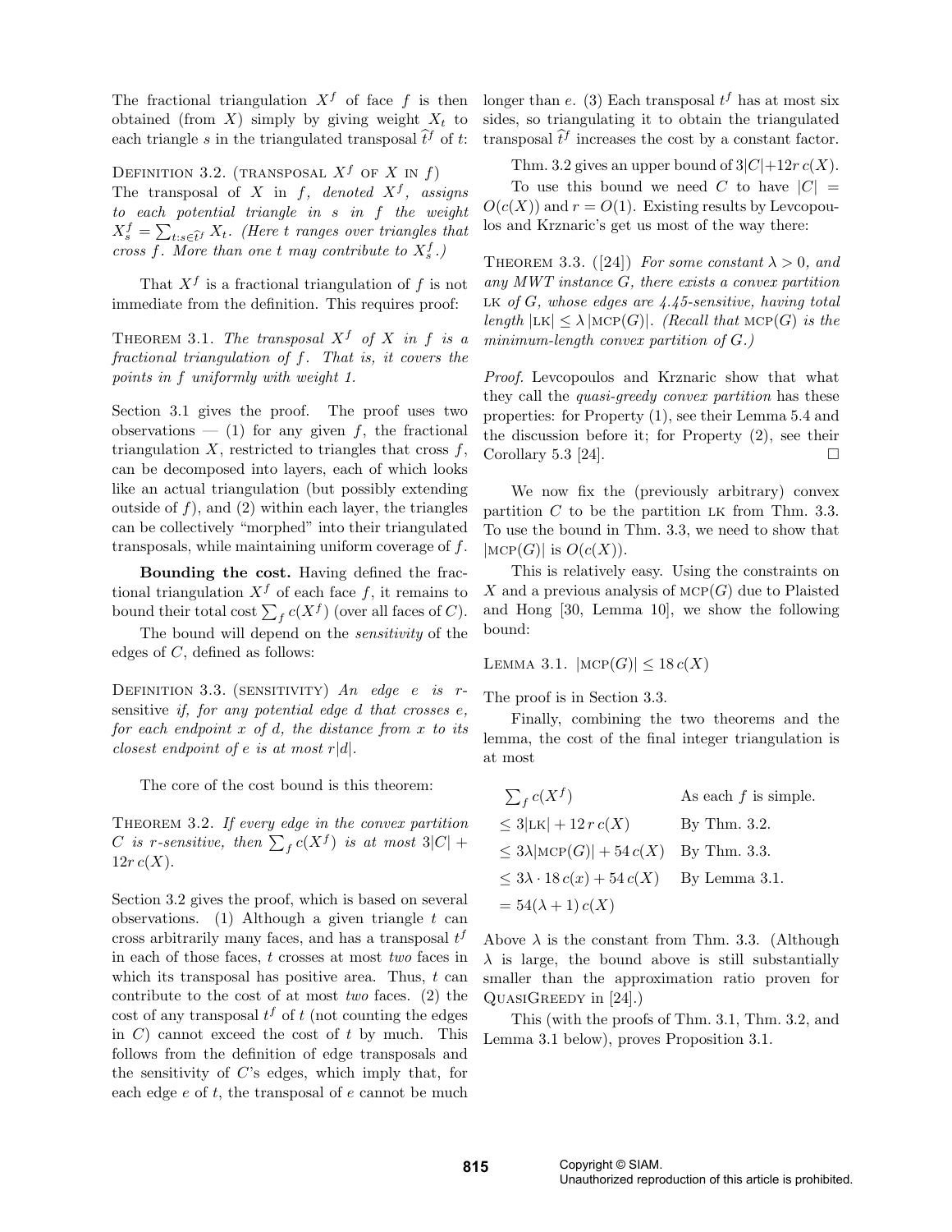The fractional triangulation $X^f$ of face $f$ is then obtained (from $X$) simply by giving weight $X_t$ to each triangle $s$ in the triangulated transposal $\widehat{t}^f$ of $t$:

DEFINITION 3.2. (TRANSPOSAL $X^f$ OF $X$ IN $f$) *The transposal of $X$ in $f$, denoted $X^f$, assigns to each potential triangle in $s$ in $f$ the weight $X^f_s = \sum_{t:s\in\widehat{t}^f} X_t$. (Here $t$ ranges over triangles that cross $f$. More than one $t$ may contribute to $X^f_s$.)*

That $X^f$ is a fractional triangulation of $f$ is not immediate from the definition. This requires proof:

THEOREM 3.1. *The transposal $X^f$ of $X$ in $f$ is a fractional triangulation of $f$. That is, it covers the points in $f$ uniformly with weight 1.*

Section 3.1 gives the proof. The proof uses two observations — (1) for any given $f$, the fractional triangulation $X$, restricted to triangles that cross $f$, can be decomposed into layers, each of which looks like an actual triangulation (but possibly extending outside of $f$), and (2) within each layer, the triangles can be collectively "morphed" into their triangulated transposals, while maintaining uniform coverage of $f$.

**Bounding the cost.** Having defined the fractional triangulation $X^f$ of each face $f$, it remains to bound their total cost $\sum_f c(X^f)$ (over all faces of $C$).

The bound will depend on the *sensitivity* of the edges of $C$, defined as follows:

DEFINITION 3.3. (SENSITIVITY) *An edge $e$ is $r$-sensitive if, for any potential edge $d$ that crosses $e$, for each endpoint $x$ of $d$, the distance from $x$ to its closest endpoint of $e$ is at most $r|d|$.*

The core of the cost bound is this theorem:

THEOREM 3.2. *If every edge in the convex partition $C$ is $r$-sensitive, then $\sum_f c(X^f)$ is at most $3|C| + 12r\, c(X)$.*

Section 3.2 gives the proof, which is based on several observations. (1) Although a given triangle $t$ can cross arbitrarily many faces, and has a transposal $t^f$ in each of those faces, $t$ crosses at most *two* faces in which its transposal has positive area. Thus, $t$ can contribute to the cost of at most *two* faces. (2) the cost of any transposal $t^f$ of $t$ (not counting the edges in $C$) cannot exceed the cost of $t$ by much. This follows from the definition of edge transposals and the sensitivity of $C$'s edges, which imply that, for each edge $e$ of $t$, the transposal of $e$ cannot be much longer than $e$. (3) Each transposal $t^f$ has at most six sides, so triangulating it to obtain the triangulated transposal $\widehat{t}^f$ increases the cost by a constant factor.

Thm. 3.2 gives an upper bound of $3|C|+12r\,c(X)$.

To use this bound we need $C$ to have $|C| = O(c(X))$ and $r = O(1)$. Existing results by Levcopoulos and Krznaric's get us most of the way there:

THEOREM 3.3. ([24]) *For some constant $\lambda > 0$, and any MWT instance $G$, there exists a convex partition LK of $G$, whose edges are 4.45-sensitive, having total length $|\text{LK}| \le \lambda\,|\text{MCP}(G)|$. (Recall that MCP$(G)$ is the minimum-length convex partition of $G$.)*

*Proof.* Levcopoulos and Krznaric show that what they call the *quasi-greedy convex partition* has these properties: for Property (1), see their Lemma 5.4 and the discussion before it; for Property (2), see their Corollary 5.3 [24]. □

We now fix the (previously arbitrary) convex partition $C$ to be the partition LK from Thm. 3.3. To use the bound in Thm. 3.3, we need to show that $|\text{MCP}(G)|$ is $O(c(X))$.

This is relatively easy. Using the constraints on $X$ and a previous analysis of MCP$(G)$ due to Plaisted and Hong [30, Lemma 10], we show the following bound:

LEMMA 3.1. $|\text{MCP}(G)| \le 18\, c(X)$

The proof is in Section 3.3.

Finally, combining the two theorems and the lemma, the cost of the final integer triangulation is at most

| | |
|---|---|
| $\sum_f c(X^f)$ | As each $f$ is simple. |
| $\le 3\|\text{LK}\| + 12\, r\, c(X)$ | By Thm. 3.2. |
| $\le 3\lambda\|\text{MCP}(G)\| + 54\, c(X)$ | By Thm. 3.3. |
| $\le 3\lambda \cdot 18\, c(x) + 54\, c(X)$ | By Lemma 3.1. |
| $= 54(\lambda + 1)\, c(X)$ | |

Above $\lambda$ is the constant from Thm. 3.3. (Although $\lambda$ is large, the bound above is still substantially smaller than the approximation ratio proven for QUASIGREEDY in [24].)

This (with the proofs of Thm. 3.1, Thm. 3.2, and Lemma 3.1 below), proves Proposition 3.1.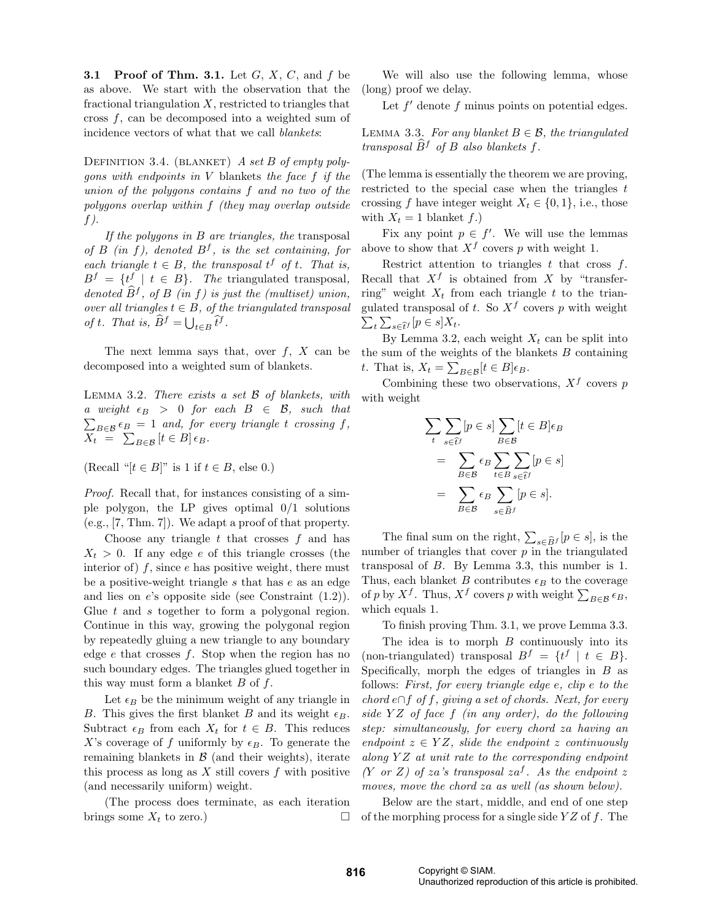### 3.1 Proof of Thm. 3.1.

Let $G$, $X$, $C$, and $f$ be as above. We start with the observation that the fractional triangulation $X$, restricted to triangles that cross $f$, can be decomposed into a weighted sum of incidence vectors of what that we call *blankets*:

DEFINITION 3.4. (BLANKET) *A set $B$ of empty polygons with endpoints in $V$ blankets the face $f$ if the union of the polygons contains $f$ and no two of the polygons overlap within $f$ (they may overlap outside $f$).*

*If the polygons in $B$ are triangles, the* transposal *of $B$ (in $f$), denoted $B^f$, is the set containing, for each triangle $t \in B$, the transposal $t^f$ of $t$. That is, $B^f = \{t^f \mid t \in B\}$. The* triangulated transposal, *denoted $\widehat{B}^f$, of $B$ (in $f$) is just the (multiset) union, over all triangles $t \in B$, of the triangulated transposal of $t$. That is, $\widehat{B}^f = \bigcup_{t \in B} \widehat{t}^f$.*

The next lemma says that, over $f$, $X$ can be decomposed into a weighted sum of blankets.

LEMMA 3.2. *There exists a set $\mathcal{B}$ of blankets, with a weight $\epsilon_B > 0$ for each $B \in \mathcal{B}$, such that $\sum_{B \in \mathcal{B}} \epsilon_B = 1$ and, for every triangle $t$ crossing $f$, $X_t = \sum_{B \in \mathcal{B}} [t \in B] \, \epsilon_B$.*

(Recall "$[t \in B]$" is 1 if $t \in B$, else 0.)

*Proof.* Recall that, for instances consisting of a simple polygon, the LP gives optimal 0/1 solutions (e.g., [7, Thm. 7]). We adapt a proof of that property.

Choose any triangle $t$ that crosses $f$ and has $X_t > 0$. If any edge $e$ of this triangle crosses (the interior of) $f$, since $e$ has positive weight, there must be a positive-weight triangle $s$ that has $e$ as an edge and lies on $e$'s opposite side (see Constraint (1.2)). Glue $t$ and $s$ together to form a polygonal region. Continue in this way, growing the polygonal region by repeatedly gluing a new triangle to any boundary edge $e$ that crosses $f$. Stop when the region has no such boundary edges. The triangles glued together in this way must form a blanket $B$ of $f$.

Let $\epsilon_B$ be the minimum weight of any triangle in $B$. This gives the first blanket $B$ and its weight $\epsilon_B$. Subtract $\epsilon_B$ from each $X_t$ for $t \in B$. This reduces $X$'s coverage of $f$ uniformly by $\epsilon_B$. To generate the remaining blankets in $\mathcal{B}$ (and their weights), iterate this process as long as $X$ still covers $f$ with positive (and necessarily uniform) weight.

(The process does terminate, as each iteration brings some $X_t$ to zero.) $\square$

We will also use the following lemma, whose (long) proof we delay.

Let $f'$ denote $f$ minus points on potential edges.

LEMMA 3.3. *For any blanket $B \in \mathcal{B}$, the triangulated transposal $\widehat{B}^f$ of $B$ also blankets $f$.*

(The lemma is essentially the theorem we are proving, restricted to the special case when the triangles $t$ crossing $f$ have integer weight $X_t \in \{0, 1\}$, i.e., those with $X_t = 1$ blanket $f$.)

Fix any point $p \in f'$. We will use the lemmas above to show that $X^f$ covers $p$ with weight 1.

Restrict attention to triangles $t$ that cross $f$. Recall that $X^f$ is obtained from $X$ by "transferring" weight $X_t$ from each triangle $t$ to the triangulated transposal of $t$. So $X^f$ covers $p$ with weight $\sum_t \sum_{s \in \widehat{t}^f} [p \in s] X_t$.

By Lemma 3.2, each weight $X_t$ can be split into the sum of the weights of the blankets $B$ containing $t$. That is, $X_t = \sum_{B \in \mathcal{B}} [t \in B] \epsilon_B$.

Combining these two observations, $X^f$ covers $p$ with weight

$$
\begin{aligned}
&\sum_t \sum_{s \in \widehat{t}^f} [p \in s] \sum_{B \in \mathcal{B}} [t \in B] \epsilon_B \\
&= \sum_{B \in \mathcal{B}} \epsilon_B \sum_{t \in B} \sum_{s \in \widehat{t}^f} [p \in s] \\
&= \sum_{B \in \mathcal{B}} \epsilon_B \sum_{s \in \widehat{B}^f} [p \in s].
\end{aligned}
$$

The final sum on the right, $\sum_{s \in \widehat{B}^f} [p \in s]$, is the number of triangles that cover $p$ in the triangulated transposal of $B$. By Lemma 3.3, this number is 1. Thus, each blanket $B$ contributes $\epsilon_B$ to the coverage of $p$ by $X^f$. Thus, $X^f$ covers $p$ with weight $\sum_{B \in \mathcal{B}} \epsilon_B$, which equals 1.

To finish proving Thm. 3.1, we prove Lemma 3.3.

The idea is to morph $B$ continuously into its (non-triangulated) transposal $B^f = \{t^f \mid t \in B\}$. Specifically, morph the edges of triangles in $B$ as follows: *First, for every triangle edge $e$, clip $e$ to the chord $e \cap f$ of $f$, giving a set of chords. Next, for every side $YZ$ of face $f$ (in any order), do the following step: simultaneously, for every chord $za$ having an endpoint $z \in YZ$, slide the endpoint $z$ continuously along $YZ$ at unit rate to the corresponding endpoint ($Y$ or $Z$) of $za$'s transposal $za^f$. As the endpoint $z$ moves, move the chord $za$ as well (as shown below).*

Below are the start, middle, and end of one step of the morphing process for a single side $YZ$ of $f$. The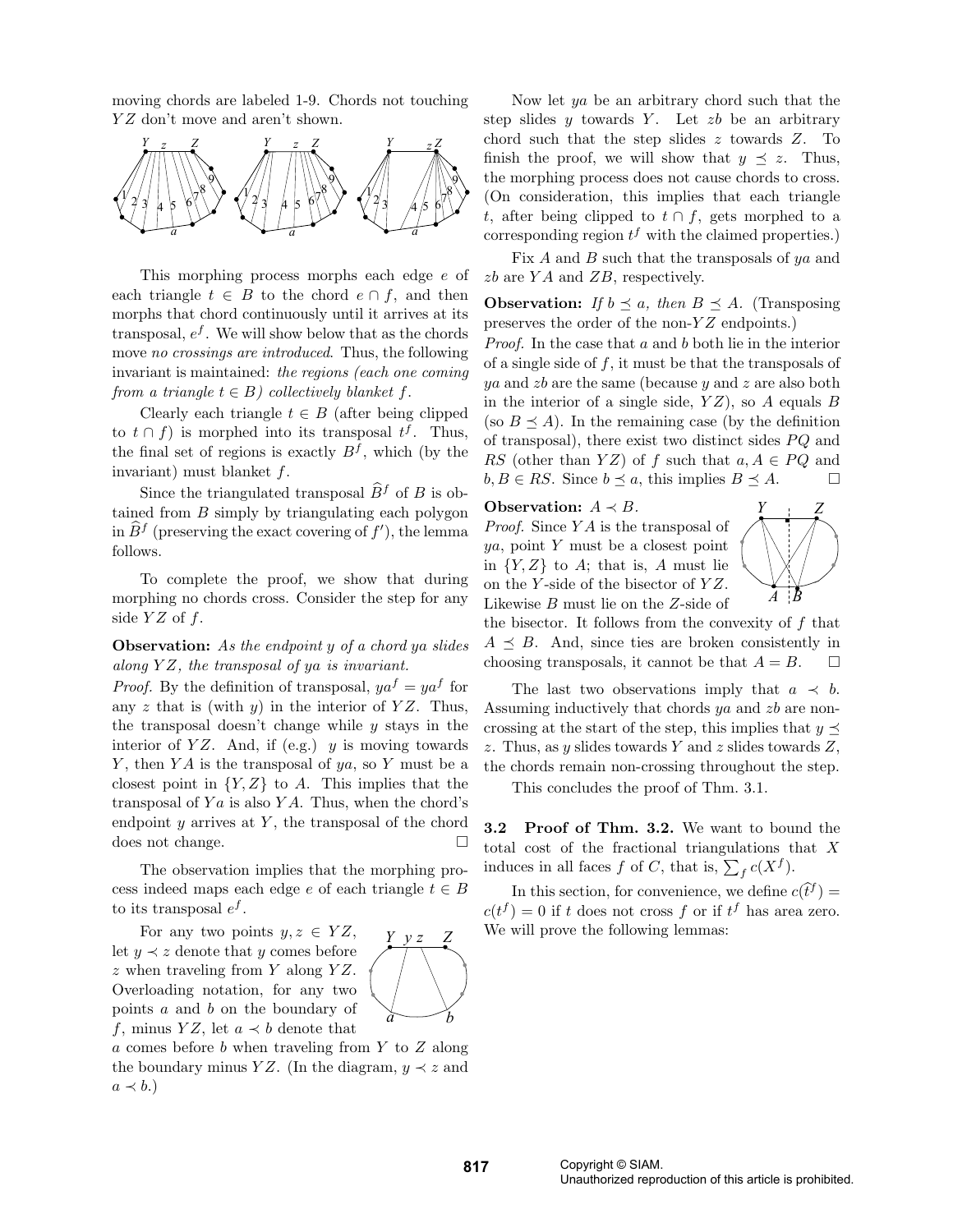moving chords are labeled 1-9. Chords not touching $YZ$ don't move and aren't shown.

This morphing process morphs each edge $e$ of each triangle $t \in B$ to the chord $e \cap f$, and then morphs that chord continuously until it arrives at its transposal, $e^f$. We will show below that as the chords move *no crossings are introduced*. Thus, the following invariant is maintained: *the regions (each one coming from a triangle $t \in B$) collectively blanket $f$.*

Clearly each triangle $t \in B$ (after being clipped to $t \cap f$) is morphed into its transposal $t^f$. Thus, the final set of regions is exactly $B^f$, which (by the invariant) must blanket $f$.

Since the triangulated transposal $\widehat{B}^f$ of $B$ is obtained from $B$ simply by triangulating each polygon in $\widehat{B}^f$ (preserving the exact covering of $f'$), the lemma follows.

To complete the proof, we show that during morphing no chords cross. Consider the step for any side $YZ$ of $f$.

**Observation:** *As the endpoint $y$ of a chord $ya$ slides along $YZ$, the transposal of $ya$ is invariant.*

*Proof.* By the definition of transposal, $ya^f = ya^f$ for any $z$ that is (with $y$) in the interior of $YZ$. Thus, the transposal doesn't change while $y$ stays in the interior of $YZ$. And, if (e.g.) $y$ is moving towards $Y$, then $YA$ is the transposal of $ya$, so $Y$ must be a closest point in $\{Y, Z\}$ to $A$. This implies that the transposal of $Ya$ is also $YA$. Thus, when the chord's endpoint $y$ arrives at $Y$, the transposal of the chord does not change. □

The observation implies that the morphing process indeed maps each edge $e$ of each triangle $t \in B$ to its transposal $e^f$.

For any two points $y, z \in YZ$, let $y \prec z$ denote that $y$ comes before $z$ when traveling from $Y$ along $YZ$. Overloading notation, for any two points $a$ and $b$ on the boundary of $f$, minus $YZ$, let $a \prec b$ denote that $a$ comes before $b$ when traveling from $Y$ to $Z$ along the boundary minus $YZ$. (In the diagram, $y \prec z$ and $a \prec b$.)

Now let $ya$ be an arbitrary chord such that the step slides $y$ towards $Y$. Let $zb$ be an arbitrary chord such that the step slides $z$ towards $Z$. To finish the proof, we will show that $y \preceq z$. Thus, the morphing process does not cause chords to cross. (On consideration, this implies that each triangle $t$, after being clipped to $t \cap f$, gets morphed to a corresponding region $t^f$ with the claimed properties.)

Fix $A$ and $B$ such that the transposals of $ya$ and $zb$ are $YA$ and $ZB$, respectively.

**Observation:** *If $b \preceq a$, then $B \preceq A$.* (Transposing preserves the order of the non-$YZ$ endpoints.)

*Proof.* In the case that $a$ and $b$ both lie in the interior of a single side of $f$, it must be that the transposals of $ya$ and $zb$ are the same (because $y$ and $z$ are also both in the interior of a single side, $YZ$), so $A$ equals $B$ (so $B \preceq A$). In the remaining case (by the definition of transposal), there exist two distinct sides $PQ$ and $RS$ (other than $YZ$) of $f$ such that $a, A \in PQ$ and $b, B \in RS$. Since $b \preceq a$, this implies $B \preceq A$. □

**Observation:** $A \prec B$.

*Proof.* Since $YA$ is the transposal of $ya$, point $Y$ must be a closest point in $\{Y, Z\}$ to $A$; that is, $A$ must lie on the $Y$-side of the bisector of $YZ$. Likewise $B$ must lie on the $Z$-side of the bisector. It follows from the convexity of $f$ that $A \preceq B$. And, since ties are broken consistently in choosing transposals, it cannot be that $A = B$. □

The last two observations imply that $a \prec b$. Assuming inductively that chords $ya$ and $zb$ are non-crossing at the start of the step, this implies that $y \preceq z$. Thus, as $y$ slides towards $Y$ and $z$ slides towards $Z$, the chords remain non-crossing throughout the step.

This concludes the proof of Thm. 3.1.

### 3.2 Proof of Thm. 3.2.

We want to bound the total cost of the fractional triangulations that $X$ induces in all faces $f$ of $C$, that is, $\sum_f c(X^f)$.

In this section, for convenience, we define $c(\widehat{t}^f) = c(t^f) = 0$ if $t$ does not cross $f$ or if $t^f$ has area zero. We will prove the following lemmas: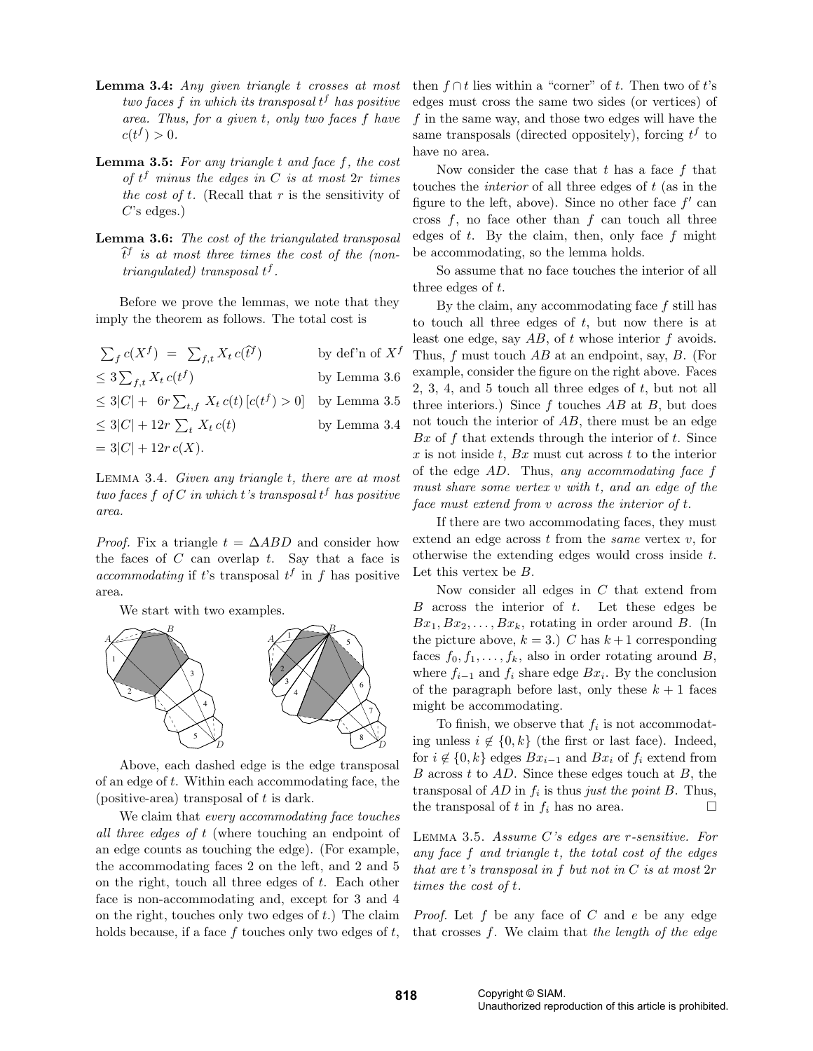**Lemma 3.4:** *Any given triangle $t$ crosses at most two faces $f$ in which its transposal $t^f$ has positive area. Thus, for a given $t$, only two faces $f$ have $c(t^f) > 0$.*

**Lemma 3.5:** *For any triangle $t$ and face $f$, the cost of $t^f$ minus the edges in $C$ is at most $2r$ times the cost of $t$.* (Recall that $r$ is the sensitivity of $C$'s edges.)

**Lemma 3.6:** *The cost of the triangulated transposal $\widehat{t}^f$ is at most three times the cost of the (non-triangulated) transposal $t^f$.*

Before we prove the lemmas, we note that they imply the theorem as follows. The total cost is

$$
\begin{aligned}
\textstyle\sum_f c(X^f) \;&=\; \textstyle\sum_{f,t} X_t\, c(\widehat{t}^f) && \text{by def'n of } X^f\\
&\le 3\textstyle\sum_{f,t} X_t\, c(t^f) && \text{by Lemma 3.6}\\
&\le 3|C| + \;6r\textstyle\sum_{t,f} X_t\, c(t)\,[c(t^f) > 0] && \text{by Lemma 3.5}\\
&\le 3|C| + 12r\,\textstyle\sum_t X_t\, c(t) && \text{by Lemma 3.4}\\
&= 3|C| + 12r\, c(X).
\end{aligned}
$$

Lemma 3.4. *Given any triangle $t$, there are at most two faces $f$ of $C$ in which $t$'s transposal $t^f$ has positive area.*

*Proof.* Fix a triangle $t = \Delta ABD$ and consider how the faces of $C$ can overlap $t$. Say that a face is *accommodating* if $t$'s transposal $t^f$ in $f$ has positive area.

We start with two examples.

Above, each dashed edge is the edge transposal of an edge of $t$. Within each accommodating face, the (positive-area) transposal of $t$ is dark.

We claim that *every accommodating face touches all three edges of $t$* (where touching an endpoint of an edge counts as touching the edge). (For example, the accommodating faces 2 on the left, and 2 and 5 on the right, touch all three edges of $t$. Each other face is non-accommodating and, except for 3 and 4 on the right, touches only two edges of $t$.) The claim holds because, if a face $f$ touches only two edges of $t$, then $f \cap t$ lies within a "corner" of $t$. Then two of $t$'s edges must cross the same two sides (or vertices) of $f$ in the same way, and those two edges will have the same transposals (directed oppositely), forcing $t^f$ to have no area.

Now consider the case that $t$ has a face $f$ that touches the *interior* of all three edges of $t$ (as in the figure to the left, above). Since no other face $f'$ can cross $f$, no face other than $f$ can touch all three edges of $t$. By the claim, then, only face $f$ might be accommodating, so the lemma holds.

So assume that no face touches the interior of all three edges of $t$.

By the claim, any accommodating face $f$ still has to touch all three edges of $t$, but now there is at least one edge, say $AB$, of $t$ whose interior $f$ avoids. Thus, $f$ must touch $AB$ at an endpoint, say, $B$. (For example, consider the figure on the right above. Faces 2, 3, 4, and 5 touch all three edges of $t$, but not all three interiors.) Since $f$ touches $AB$ at $B$, but does not touch the interior of $AB$, there must be an edge $Bx$ of $f$ that extends through the interior of $t$. Since $x$ is not inside $t$, $Bx$ must cut across $t$ to the interior of the edge $AD$. Thus, *any accommodating face $f$ must share some vertex $v$ with $t$, and an edge of the face must extend from $v$ across the interior of $t$.*

If there are two accommodating faces, they must extend an edge across $t$ from the *same* vertex $v$, for otherwise the extending edges would cross inside $t$. Let this vertex be $B$.

Now consider all edges in $C$ that extend from $B$ across the interior of $t$. Let these edges be $Bx_1, Bx_2, \ldots, Bx_k$, rotating in order around $B$. (In the picture above, $k = 3$.) $C$ has $k+1$ corresponding faces $f_0, f_1, \ldots, f_k$, also in order rotating around $B$, where $f_{i-1}$ and $f_i$ share edge $Bx_i$. By the conclusion of the paragraph before last, only these $k+1$ faces might be accommodating.

To finish, we observe that $f_i$ is not accommodating unless $i \notin \{0, k\}$ (the first or last face). Indeed, for $i \notin \{0, k\}$ edges $Bx_{i-1}$ and $Bx_i$ of $f_i$ extend from $B$ across $t$ to $AD$. Since these edges touch at $B$, the transposal of $AD$ in $f_i$ is thus *just the point $B$*. Thus, the transposal of $t$ in $f_i$ has no area. ☐

Lemma 3.5. *Assume $C$'s edges are $r$-sensitive. For any face $f$ and triangle $t$, the total cost of the edges that are $t$'s transposal in $f$ but not in $C$ is at most $2r$ times the cost of $t$.*

*Proof.* Let $f$ be any face of $C$ and $e$ be any edge that crosses $f$. We claim that *the length of the edge*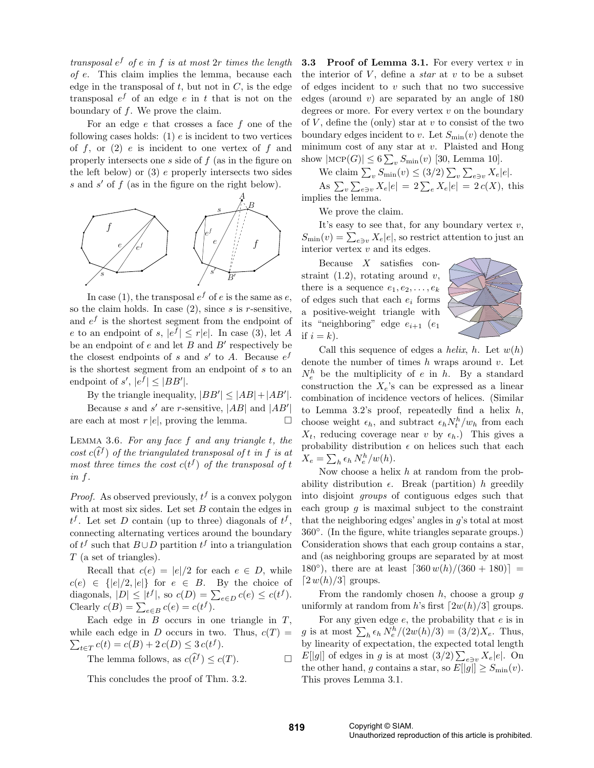*transposal $e^f$ of $e$ in $f$ is at most $2r$ times the length of $e$.* This claim implies the lemma, because each edge in the transposal of $t$, but not in $C$, is the edge transposal $e^f$ of an edge $e$ in $t$ that is not on the boundary of $f$. We prove the claim.

For an edge $e$ that crosses a face $f$ one of the following cases holds: (1) $e$ is incident to two vertices of $f$, or (2) $e$ is incident to one vertex of $f$ and properly intersects one $s$ side of $f$ (as in the figure on the left below) or (3) $e$ properly intersects two sides $s$ and $s'$ of $f$ (as in the figure on the right below).

In case (1), the transposal $e^f$ of $e$ is the same as $e$, so the claim holds. In case (2), since $s$ is $r$-sensitive, and $e^f$ is the shortest segment from the endpoint of $e$ to an endpoint of $s$, $|e^f| \le r|e|$. In case (3), let $A$ be an endpoint of $e$ and let $B$ and $B'$ respectively be the closest endpoints of $s$ and $s'$ to $A$. Because $e^f$ is the shortest segment from an endpoint of $s$ to an endpoint of $s'$, $|e^f| \le |BB'|$.

By the triangle inequality, $|BB'| \le |AB| + |AB'|$.

Because $s$ and $s'$ are $r$-sensitive, $|AB|$ and $|AB'|$ are each at most $r\,|e|$, proving the lemma. □

Lemma 3.6. *For any face $f$ and any triangle $t$, the cost $c(\widehat{t^f})$ of the triangulated transposal of $t$ in $f$ is at most three times the cost $c(t^f)$ of the transposal of $t$ in $f$.*

*Proof.* As observed previously, $t^f$ is a convex polygon with at most six sides. Let set $B$ contain the edges in $t^f$. Let set $D$ contain (up to three) diagonals of $t^f$, connecting alternating vertices around the boundary of $t^f$ such that $B \cup D$ partition $t^f$ into a triangulation $T$ (a set of triangles).

Recall that $c(e) = |e|/2$ for each $e \in D$, while $c(e) \in \{|e|/2, |e|\}$ for $e \in B$. By the choice of diagonals, $|D| \le |t^f|$, so $c(D) = \sum_{e \in D} c(e) \le c(t^f)$. Clearly $c(B) = \sum_{e \in B} c(e) = c(t^f)$.

Each edge in $B$ occurs in one triangle in $T$, while each edge in $D$ occurs in two. Thus, $c(T) = \sum_{t \in T} c(t) = c(B) + 2\,c(D) \le 3\,c(t^f)$.

The lemma follows, as $c(\widehat{t^f}) \le c(T)$. □

This concludes the proof of Thm. 3.2.

### 3.3 Proof of Lemma 3.1.

For every vertex $v$ in the interior of $V$, define a *star* at $v$ to be a subset of edges incident to $v$ such that no two successive edges (around $v$) are separated by an angle of 180 degrees or more. For every vertex $v$ on the boundary of $V$, define the (only) star at $v$ to consist of the two boundary edges incident to $v$. Let $S_{\min}(v)$ denote the minimum cost of any star at $v$. Plaisted and Hong show $|\text{MCP}(G)| \le 6 \sum_v S_{\min}(v)$ [30, Lemma 10].

We claim $\sum_v S_{\min}(v) \le (3/2) \sum_v \sum_{e \ni v} X_e |e|$.

As $\sum_v \sum_{e \ni v} X_e |e| = 2 \sum_e X_e |e| = 2\,c(X)$, this implies the lemma.

We prove the claim.

It's easy to see that, for any boundary vertex $v$, $S_{\min}(v) = \sum_{e \ni v} X_e |e|$, so restrict attention to just an interior vertex $v$ and its edges.

Because $X$ satisfies constraint (1.2), rotating around $v$, there is a sequence $e_1, e_2, \ldots, e_k$ of edges such that each $e_i$ forms a positive-weight triangle with its "neighboring" edge $e_{i+1}$ ($e_1$ if $i = k$).

Call this sequence of edges a *helix*, $h$. Let $w(h)$ denote the number of times $h$ wraps around $v$. Let $N_e^h$ be the multiplicity of $e$ in $h$. By a standard construction the $X_e$'s can be expressed as a linear combination of incidence vectors of helices. (Similar to Lemma 3.2's proof, repeatedly find a helix $h$, choose weight $\epsilon_h$, and subtract $\epsilon_h N_t^h / w_h$ from each $X_t$, reducing coverage near $v$ by $\epsilon_h$.) This gives a probability distribution $\epsilon$ on helices such that each $X_e = \sum_h \epsilon_h N_e^h / w(h)$.

Now choose a helix $h$ at random from the probability distribution $\epsilon$. Break (partition) $h$ greedily into disjoint *groups* of contiguous edges such that each group $g$ is maximal subject to the constraint that the neighboring edges' angles in $g$'s total at most 360°. (In the figure, white triangles separate groups.) Consideration shows that each group contains a star, and (as neighboring groups are separated by at most 180°), there are at least $\lceil 360\,w(h)/(360+180) \rceil = \lceil 2\,w(h)/3 \rceil$ groups.

From the randomly chosen $h$, choose a group $g$ uniformly at random from $h$'s first $\lceil 2w(h)/3 \rceil$ groups.

For any given edge $e$, the probability that $e$ is in $g$ is at most $\sum_h \epsilon_h N_e^h / (2w(h)/3) = (3/2) X_e$. Thus, by linearity of expectation, the expected total length $E[|g|]$ of edges in $g$ is at most $(3/2) \sum_{e \ni v} X_e |e|$. On the other hand, $g$ contains a star, so $E[|g|] \ge S_{\min}(v)$. This proves Lemma 3.1.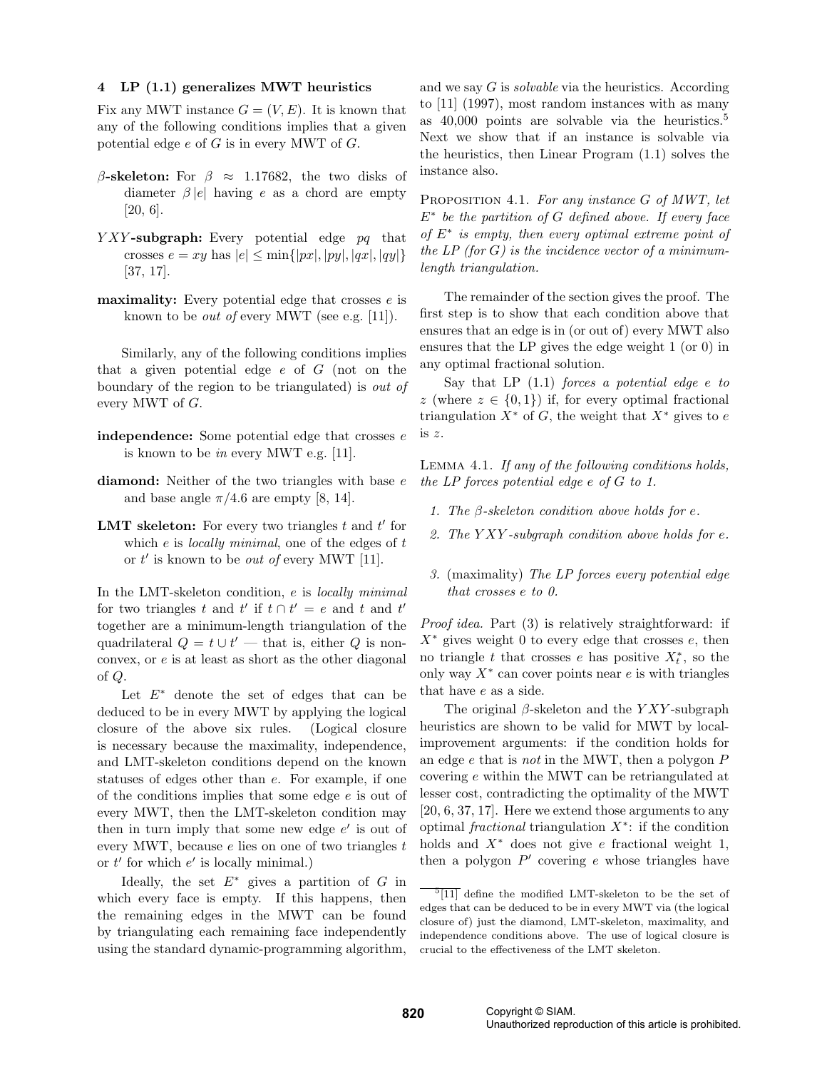## 4 LP (1.1) generalizes MWT heuristics

Fix any MWT instance $G = (V, E)$. It is known that any of the following conditions implies that a given potential edge $e$ of $G$ is in every MWT of $G$.

**$\beta$-skeleton:** For $\beta \approx 1.17682$, the two disks of diameter $\beta\,|e|$ having $e$ as a chord are empty [20, 6].

**$YXY$-subgraph:** Every potential edge $pq$ that crosses $e = xy$ has $|e| \le \min\{|px|, |py|, |qx|, |qy|\}$ [37, 17].

**maximality:** Every potential edge that crosses $e$ is known to be *out of* every MWT (see e.g. [11]).

Similarly, any of the following conditions implies that a given potential edge $e$ of $G$ (not on the boundary of the region to be triangulated) is *out of* every MWT of $G$.

**independence:** Some potential edge that crosses $e$ is known to be *in* every MWT e.g. [11].

**diamond:** Neither of the two triangles with base $e$ and base angle $\pi/4.6$ are empty [8, 14].

**LMT skeleton:** For every two triangles $t$ and $t'$ for which $e$ is *locally minimal*, one of the edges of $t$ or $t'$ is known to be *out of* every MWT [11].

In the LMT-skeleton condition, $e$ is *locally minimal* for two triangles $t$ and $t'$ if $t \cap t' = e$ and $t$ and $t'$ together are a minimum-length triangulation of the quadrilateral $Q = t \cup t'$ — that is, either $Q$ is non-convex, or $e$ is at least as short as the other diagonal of $Q$.

Let $E^*$ denote the set of edges that can be deduced to be in every MWT by applying the logical closure of the above six rules. (Logical closure is necessary because the maximality, independence, and LMT-skeleton conditions depend on the known statuses of edges other than $e$. For example, if one of the conditions implies that some edge $e$ is out of every MWT, then the LMT-skeleton condition may then in turn imply that some new edge $e'$ is out of every MWT, because $e$ lies on one of two triangles $t$ or $t'$ for which $e'$ is locally minimal.)

Ideally, the set $E^*$ gives a partition of $G$ in which every face is empty. If this happens, then the remaining edges in the MWT can be found by triangulating each remaining face independently using the standard dynamic-programming algorithm, and we say $G$ is *solvable* via the heuristics. According to [11] (1997), most random instances with as many as 40,000 points are solvable via the heuristics.[5] Next we show that if an instance is solvable via the heuristics, then Linear Program (1.1) solves the instance also.

Proposition 4.1. *For any instance $G$ of MWT, let $E^*$ be the partition of $G$ defined above. If every face of $E^*$ is empty, then every optimal extreme point of the LP (for $G$) is the incidence vector of a minimum-length triangulation.*

The remainder of the section gives the proof. The first step is to show that each condition above that ensures that an edge is in (or out of) every MWT also ensures that the LP gives the edge weight 1 (or 0) in any optimal fractional solution.

Say that LP (1.1) *forces a potential edge $e$ to $z$* (where $z \in \{0, 1\}$) if, for every optimal fractional triangulation $X^*$ of $G$, the weight that $X^*$ gives to $e$ is $z$.

Lemma 4.1. *If any of the following conditions holds, the LP forces potential edge $e$ of $G$ to 1.*

1. *The $\beta$-skeleton condition above holds for $e$.*
2. *The $YXY$-subgraph condition above holds for $e$.*
3. (maximality) *The LP forces every potential edge that crosses $e$ to 0.*

*Proof idea.* Part (3) is relatively straightforward: if $X^*$ gives weight 0 to every edge that crosses $e$, then no triangle $t$ that crosses $e$ has positive $X^*_t$, so the only way $X^*$ can cover points near $e$ is with triangles that have $e$ as a side.

The original $\beta$-skeleton and the $YXY$-subgraph heuristics are shown to be valid for MWT by local-improvement arguments: if the condition holds for an edge $e$ that is *not* in the MWT, then a polygon $P$ covering $e$ within the MWT can be retriangulated at lesser cost, contradicting the optimality of the MWT [20, 6, 37, 17]. Here we extend those arguments to any optimal *fractional* triangulation $X^*$: if the condition holds and $X^*$ does not give $e$ fractional weight 1, then a polygon $P'$ covering $e$ whose triangles have

[5] [11] define the modified LMT-skeleton to be the set of edges that can be deduced to be in every MWT via (the logical closure of) just the diamond, LMT-skeleton, maximality, and independence conditions above. The use of logical closure is crucial to the effectiveness of the LMT skeleton.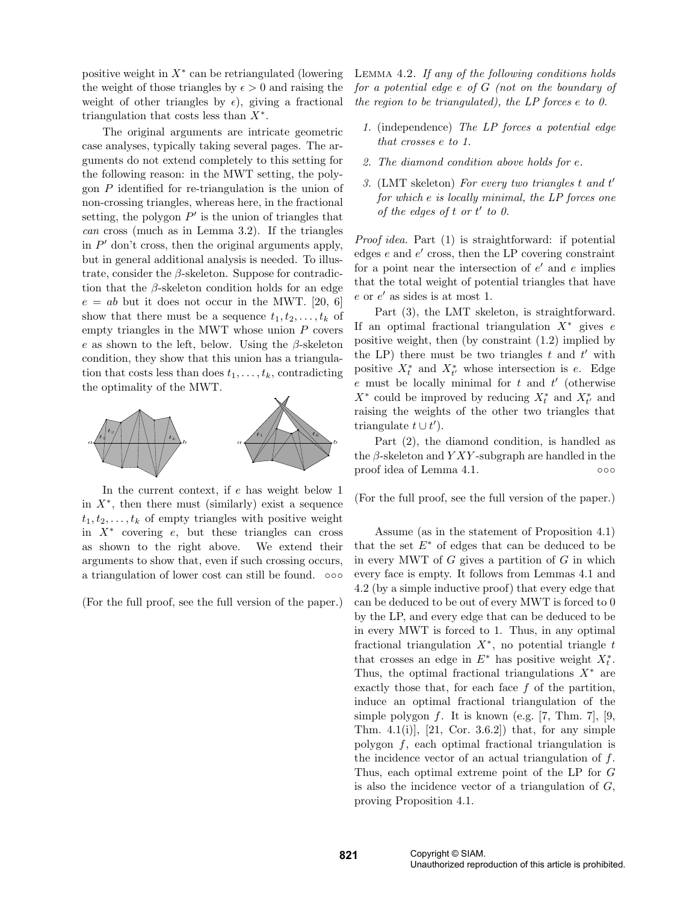positive weight in $X^*$ can be retriangulated (lowering the weight of those triangles by $\epsilon > 0$ and raising the weight of other triangles by $\epsilon$), giving a fractional triangulation that costs less than $X^*$.

The original arguments are intricate geometric case analyses, typically taking several pages. The arguments do not extend completely to this setting for the following reason: in the MWT setting, the polygon $P$ identified for re-triangulation is the union of non-crossing triangles, whereas here, in the fractional setting, the polygon $P'$ is the union of triangles that *can* cross (much as in Lemma 3.2). If the triangles in $P'$ don't cross, then the original arguments apply, but in general additional analysis is needed. To illustrate, consider the $\beta$-skeleton. Suppose for contradiction that the $\beta$-skeleton condition holds for an edge $e = ab$ but it does not occur in the MWT. [20, 6] show that there must be a sequence $t_1, t_2, \ldots, t_k$ of empty triangles in the MWT whose union $P$ covers $e$ as shown to the left, below. Using the $\beta$-skeleton condition, they show that this union has a triangulation that costs less than does $t_1, \ldots, t_k$, contradicting the optimality of the MWT.

$a$ $t_1$ $t_2$ $t_k$ $b$

$a$ $t_1$ $t_k$ $b$

In the current context, if $e$ has weight below 1 in $X^*$, then there must (similarly) exist a sequence $t_1, t_2, \ldots, t_k$ of empty triangles with positive weight in $X^*$ covering $e$, but these triangles can cross as shown to the right above. We extend their arguments to show that, even if such crossing occurs, a triangulation of lower cost can still be found. ◦◦◦

(For the full proof, see the full version of the paper.)

Lemma 4.2. *If any of the following conditions holds for a potential edge $e$ of $G$ (not on the boundary of the region to be triangulated), the LP forces $e$ to 0.*

1. (independence) *The LP forces a potential edge that crosses $e$ to 1.*
2. *The diamond condition above holds for $e$.*
3. (LMT skeleton) *For every two triangles $t$ and $t'$ for which $e$ is locally minimal, the LP forces one of the edges of $t$ or $t'$ to 0.*

*Proof idea.* Part (1) is straightforward: if potential edges $e$ and $e'$ cross, then the LP covering constraint for a point near the intersection of $e'$ and $e$ implies that the total weight of potential triangles that have $e$ or $e'$ as sides is at most 1.

Part (3), the LMT skeleton, is straightforward. If an optimal fractional triangulation $X^*$ gives $e$ positive weight, then (by constraint (1.2) implied by the LP) there must be two triangles $t$ and $t'$ with positive $X^*_t$ and $X^*_{t'}$ whose intersection is $e$. Edge $e$ must be locally minimal for $t$ and $t'$ (otherwise $X^*$ could be improved by reducing $X^*_t$ and $X^*_{t'}$ and raising the weights of the other two triangles that triangulate $t \cup t'$).

Part (2), the diamond condition, is handled as the $\beta$-skeleton and $YXY$-subgraph are handled in the proof idea of Lemma 4.1. ◦◦◦

(For the full proof, see the full version of the paper.)

Assume (as in the statement of Proposition 4.1) that the set $E^*$ of edges that can be deduced to be in every MWT of $G$ gives a partition of $G$ in which every face is empty. It follows from Lemmas 4.1 and 4.2 (by a simple inductive proof) that every edge that can be deduced to be out of every MWT is forced to 0 by the LP, and every edge that can be deduced to be in every MWT is forced to 1. Thus, in any optimal fractional triangulation $X^*$, no potential triangle $t$ that crosses an edge in $E^*$ has positive weight $X^*_t$. Thus, the optimal fractional triangulations $X^*$ are exactly those that, for each face $f$ of the partition, induce an optimal fractional triangulation of the simple polygon $f$. It is known (e.g. [7, Thm. 7], [9, Thm. 4.1(i)], [21, Cor. 3.6.2]) that, for any simple polygon $f$, each optimal fractional triangulation is the incidence vector of an actual triangulation of $f$. Thus, each optimal extreme point of the LP for $G$ is also the incidence vector of a triangulation of $G$, proving Proposition 4.1.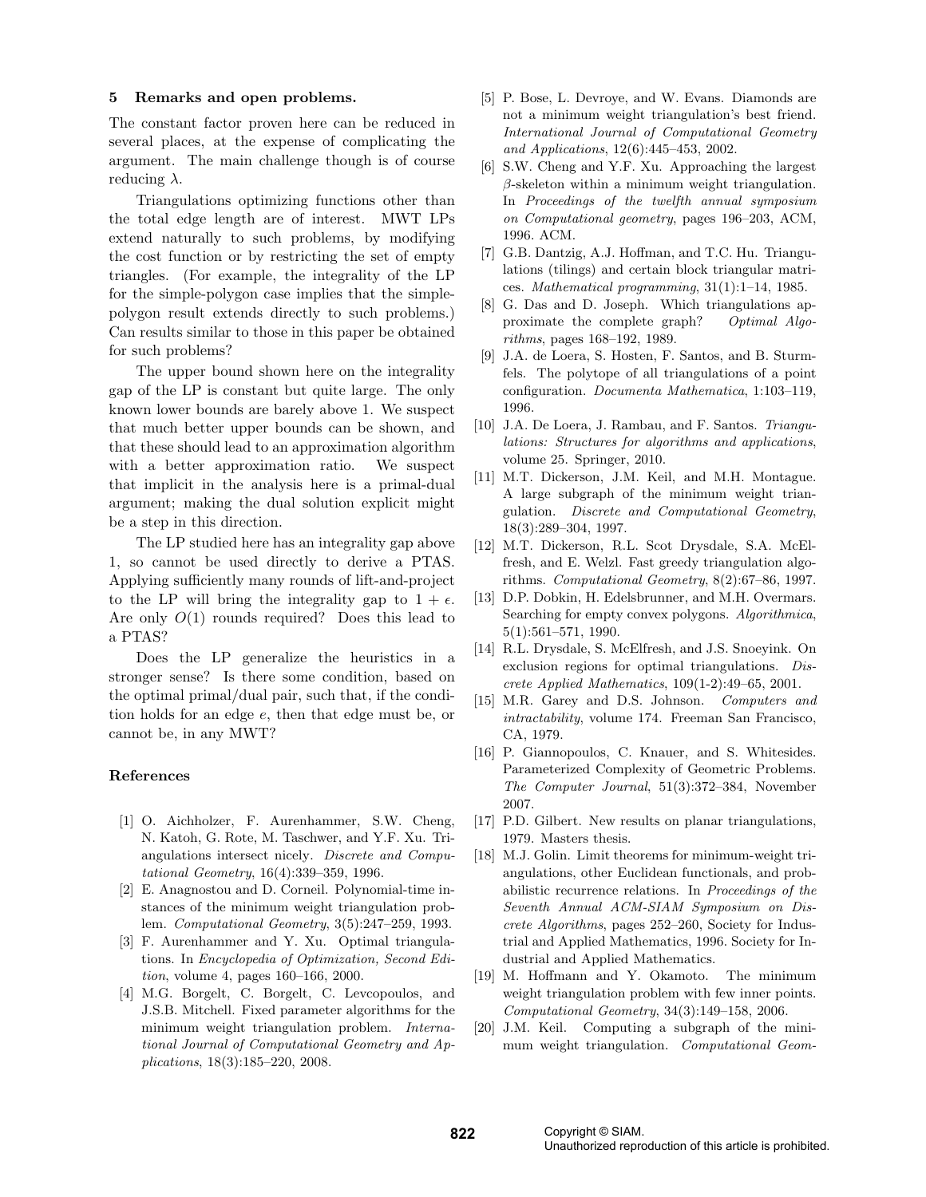## 5 Remarks and open problems.

The constant factor proven here can be reduced in several places, at the expense of complicating the argument. The main challenge though is of course reducing $\lambda$.

Triangulations optimizing functions other than the total edge length are of interest. MWT LPs extend naturally to such problems, by modifying the cost function or by restricting the set of empty triangles. (For example, the integrality of the LP for the simple-polygon case implies that the simple-polygon result extends directly to such problems.) Can results similar to those in this paper be obtained for such problems?

The upper bound shown here on the integrality gap of the LP is constant but quite large. The only known lower bounds are barely above 1. We suspect that much better upper bounds can be shown, and that these should lead to an approximation algorithm with a better approximation ratio. We suspect that implicit in the analysis here is a primal-dual argument; making the dual solution explicit might be a step in this direction.

The LP studied here has an integrality gap above 1, so cannot be used directly to derive a PTAS. Applying sufficiently many rounds of lift-and-project to the LP will bring the integrality gap to $1 + \epsilon$. Are only $O(1)$ rounds required? Does this lead to a PTAS?

Does the LP generalize the heuristics in a stronger sense? Is there some condition, based on the optimal primal/dual pair, such that, if the condition holds for an edge $e$, then that edge must be, or cannot be, in any MWT?

### References

[1] O. Aichholzer, F. Aurenhammer, S.W. Cheng, N. Katoh, G. Rote, M. Taschwer, and Y.F. Xu. Triangulations intersect nicely. *Discrete and Computational Geometry*, 16(4):339–359, 1996.

[2] E. Anagnostou and D. Corneil. Polynomial-time instances of the minimum weight triangulation problem. *Computational Geometry*, 3(5):247–259, 1993.

[3] F. Aurenhammer and Y. Xu. Optimal triangulations. In *Encyclopedia of Optimization, Second Edition*, volume 4, pages 160–166, 2000.

[4] M.G. Borgelt, C. Borgelt, C. Levcopoulos, and J.S.B. Mitchell. Fixed parameter algorithms for the minimum weight triangulation problem. *International Journal of Computational Geometry and Applications*, 18(3):185–220, 2008.

[5] P. Bose, L. Devroye, and W. Evans. Diamonds are not a minimum weight triangulation's best friend. *International Journal of Computational Geometry and Applications*, 12(6):445–453, 2002.

[6] S.W. Cheng and Y.F. Xu. Approaching the largest $\beta$-skeleton within a minimum weight triangulation. In *Proceedings of the twelfth annual symposium on Computational geometry*, pages 196–203, ACM, 1996. ACM.

[7] G.B. Dantzig, A.J. Hoffman, and T.C. Hu. Triangulations (tilings) and certain block triangular matrices. *Mathematical programming*, 31(1):1–14, 1985.

[8] G. Das and D. Joseph. Which triangulations approximate the complete graph? *Optimal Algorithms*, pages 168–192, 1989.

[9] J.A. de Loera, S. Hosten, F. Santos, and B. Sturmfels. The polytope of all triangulations of a point configuration. *Documenta Mathematica*, 1:103–119, 1996.

[10] J.A. De Loera, J. Rambau, and F. Santos. *Triangulations: Structures for algorithms and applications*, volume 25. Springer, 2010.

[11] M.T. Dickerson, J.M. Keil, and M.H. Montague. A large subgraph of the minimum weight triangulation. *Discrete and Computational Geometry*, 18(3):289–304, 1997.

[12] M.T. Dickerson, R.L. Scot Drysdale, S.A. McElfresh, and E. Welzl. Fast greedy triangulation algorithms. *Computational Geometry*, 8(2):67–86, 1997.

[13] D.P. Dobkin, H. Edelsbrunner, and M.H. Overmars. Searching for empty convex polygons. *Algorithmica*, 5(1):561–571, 1990.

[14] R.L. Drysdale, S. McElfresh, and J.S. Snoeyink. On exclusion regions for optimal triangulations. *Discrete Applied Mathematics*, 109(1-2):49–65, 2001.

[15] M.R. Garey and D.S. Johnson. *Computers and intractability*, volume 174. Freeman San Francisco, CA, 1979.

[16] P. Giannopoulos, C. Knauer, and S. Whitesides. Parameterized Complexity of Geometric Problems. *The Computer Journal*, 51(3):372–384, November 2007.

[17] P.D. Gilbert. New results on planar triangulations, 1979. Masters thesis.

[18] M.J. Golin. Limit theorems for minimum-weight triangulations, other Euclidean functionals, and probabilistic recurrence relations. In *Proceedings of the Seventh Annual ACM-SIAM Symposium on Discrete Algorithms*, pages 252–260, Society for Industrial and Applied Mathematics, 1996. Society for Industrial and Applied Mathematics.

[19] M. Hoffmann and Y. Okamoto. The minimum weight triangulation problem with few inner points. *Computational Geometry*, 34(3):149–158, 2006.

[20] J.M. Keil. Computing a subgraph of the minimum weight triangulation. *Computational Geom-*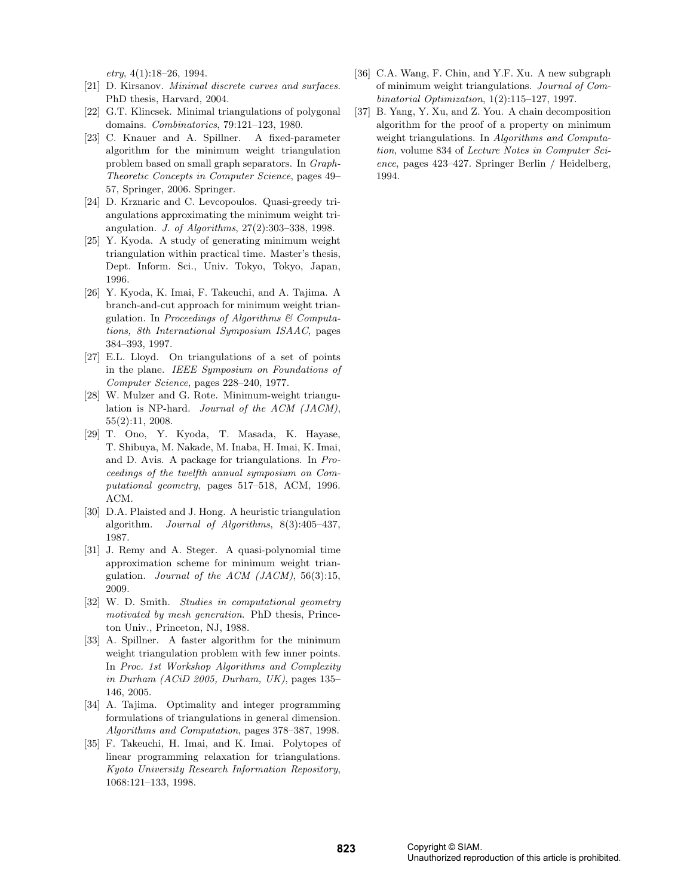*etry*, 4(1):18–26, 1994.

[21] D. Kirsanov. *Minimal discrete curves and surfaces.* PhD thesis, Harvard, 2004.

[22] G.T. Klincsek. Minimal triangulations of polygonal domains. *Combinatorics*, 79:121–123, 1980.

[23] C. Knauer and A. Spillner. A fixed-parameter algorithm for the minimum weight triangulation problem based on small graph separators. In *Graph-Theoretic Concepts in Computer Science*, pages 49–57, Springer, 2006. Springer.

[24] D. Krznaric and C. Levcopoulos. Quasi-greedy triangulations approximating the minimum weight triangulation. *J. of Algorithms*, 27(2):303–338, 1998.

[25] Y. Kyoda. A study of generating minimum weight triangulation within practical time. Master's thesis, Dept. Inform. Sci., Univ. Tokyo, Tokyo, Japan, 1996.

[26] Y. Kyoda, K. Imai, F. Takeuchi, and A. Tajima. A branch-and-cut approach for minimum weight triangulation. In *Proceedings of Algorithms & Computations, 8th International Symposium ISAAC*, pages 384–393, 1997.

[27] E.L. Lloyd. On triangulations of a set of points in the plane. *IEEE Symposium on Foundations of Computer Science*, pages 228–240, 1977.

[28] W. Mulzer and G. Rote. Minimum-weight triangulation is NP-hard. *Journal of the ACM (JACM)*, 55(2):11, 2008.

[29] T. Ono, Y. Kyoda, T. Masada, K. Hayase, T. Shibuya, M. Nakade, M. Inaba, H. Imai, K. Imai, and D. Avis. A package for triangulations. In *Proceedings of the twelfth annual symposium on Computational geometry*, pages 517–518, ACM, 1996. ACM.

[30] D.A. Plaisted and J. Hong. A heuristic triangulation algorithm. *Journal of Algorithms*, 8(3):405–437, 1987.

[31] J. Remy and A. Steger. A quasi-polynomial time approximation scheme for minimum weight triangulation. *Journal of the ACM (JACM)*, 56(3):15, 2009.

[32] W. D. Smith. *Studies in computational geometry motivated by mesh generation*. PhD thesis, Princeton Univ., Princeton, NJ, 1988.

[33] A. Spillner. A faster algorithm for the minimum weight triangulation problem with few inner points. In *Proc. 1st Workshop Algorithms and Complexity in Durham (ACiD 2005, Durham, UK)*, pages 135–146, 2005.

[34] A. Tajima. Optimality and integer programming formulations of triangulations in general dimension. *Algorithms and Computation*, pages 378–387, 1998.

[35] F. Takeuchi, H. Imai, and K. Imai. Polytopes of linear programming relaxation for triangulations. *Kyoto University Research Information Repository*, 1068:121–133, 1998.

[36] C.A. Wang, F. Chin, and Y.F. Xu. A new subgraph of minimum weight triangulations. *Journal of Combinatorial Optimization*, 1(2):115–127, 1997.

[37] B. Yang, Y. Xu, and Z. You. A chain decomposition algorithm for the proof of a property on minimum weight triangulations. In *Algorithms and Computation*, volume 834 of *Lecture Notes in Computer Science*, pages 423–427. Springer Berlin / Heidelberg, 1994.

Copyright © SIAM.
Unauthorized reproduction of this article is prohibited.